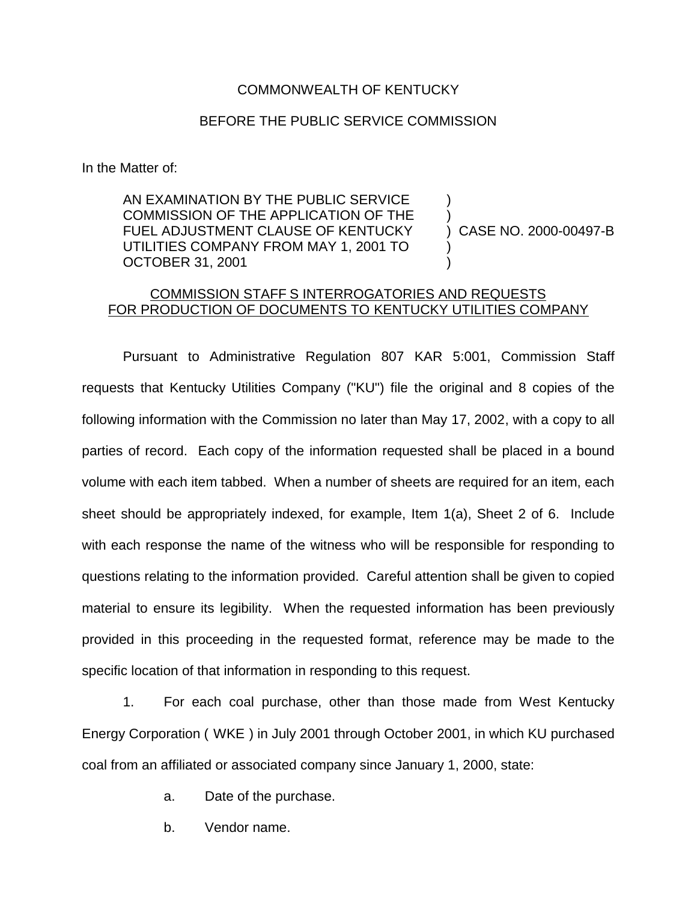COMMONWEALTH OF KENTUCKY

BEFORE THE PUBLIC SERVICE COMMISSION

In the Matter of:

AN EXAMINATION BY THE PUBLIC SERVICE COMMISSION OF THE APPLICATION OF THE FUEL ADJUSTMENT CLAUSE OF KENTUCKY UTILITIES COMPANY FROM MAY 1, 2001 TO OCTOBER 31, 2001 ) CASE NO. 2000-00497-B

COMMISSION STAFF S INTERROGATORIES AND REQUESTS FOR PRODUCTION OF DOCUMENTS TO KENTUCKY UTILITIES COMPANY

Pursuant to Administrative Regulation 807 KAR 5:001, Commission Staff requests that Kentucky Utilities Company ("KU") file the original and 8 copies of the following information with the Commission no later than May 17, 2002, with a copy to all parties of record. Each copy of the information requested shall be placed in a bound volume with each item tabbed. When a number of sheets are required for an item, each sheet should be appropriately indexed, for example, Item 1(a), Sheet 2 of 6. Include with each response the name of the witness who will be responsible for responding to questions relating to the information provided. Careful attention shall be given to copied material to ensure its legibility. When the requested information has been previously provided in this proceeding in the requested format, reference may be made to the specific location of that information in responding to this request.

1. For each coal purchase, other than those made from West Kentucky Energy Corporation ( WKE ) in July 2001 through October 2001, in which KU purchased coal from an affiliated or associated company since January 1, 2000, state:

   a. Date of the purchase.

   b. Vendor name.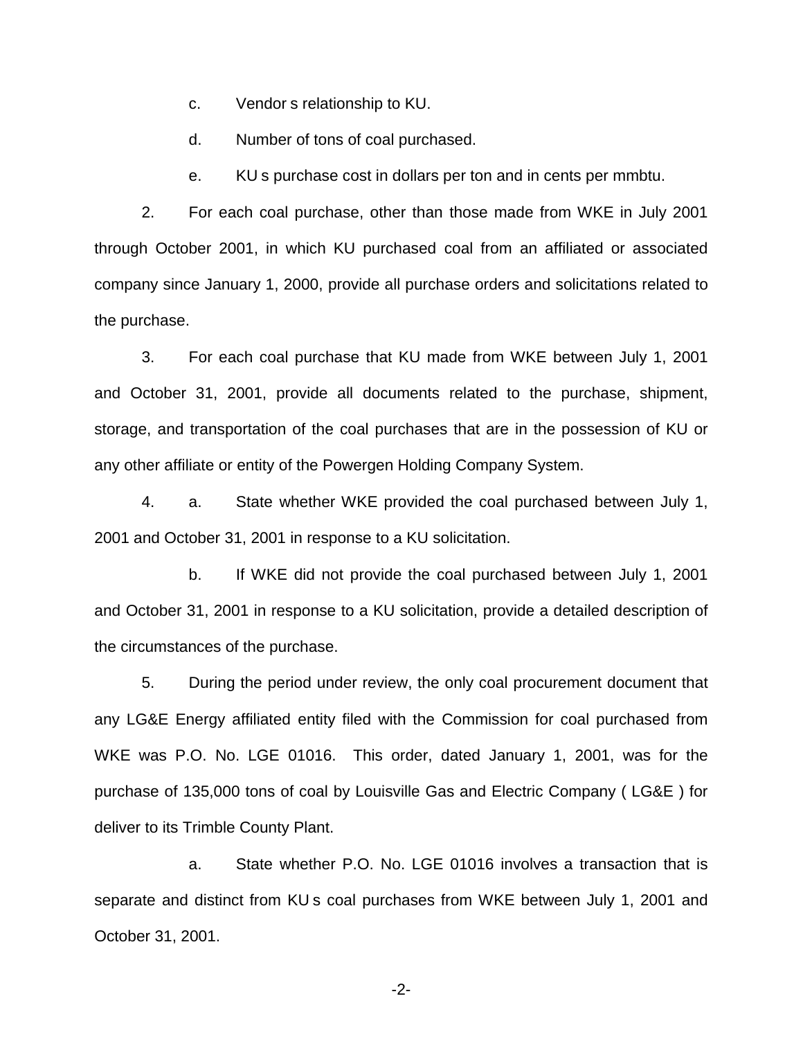c. Vendor s relationship to KU.

d. Number of tons of coal purchased.

e. KU s purchase cost in dollars per ton and in cents per mmbtu.

2. For each coal purchase, other than those made from WKE in July 2001 through October 2001, in which KU purchased coal from an affiliated or associated company since January 1, 2000, provide all purchase orders and solicitations related to the purchase.

3. For each coal purchase that KU made from WKE between July 1, 2001 and October 31, 2001, provide all documents related to the purchase, shipment, storage, and transportation of the coal purchases that are in the possession of KU or any other affiliate or entity of the Powergen Holding Company System.

4. a. State whether WKE provided the coal purchased between July 1, 2001 and October 31, 2001 in response to a KU solicitation.

b. If WKE did not provide the coal purchased between July 1, 2001 and October 31, 2001 in response to a KU solicitation, provide a detailed description of the circumstances of the purchase.

5. During the period under review, the only coal procurement document that any LG&E Energy affiliated entity filed with the Commission for coal purchased from WKE was P.O. No. LGE 01016. This order, dated January 1, 2001, was for the purchase of 135,000 tons of coal by Louisville Gas and Electric Company ( LG&E ) for deliver to its Trimble County Plant.

a. State whether P.O. No. LGE 01016 involves a transaction that is separate and distinct from KU s coal purchases from WKE between July 1, 2001 and October 31, 2001.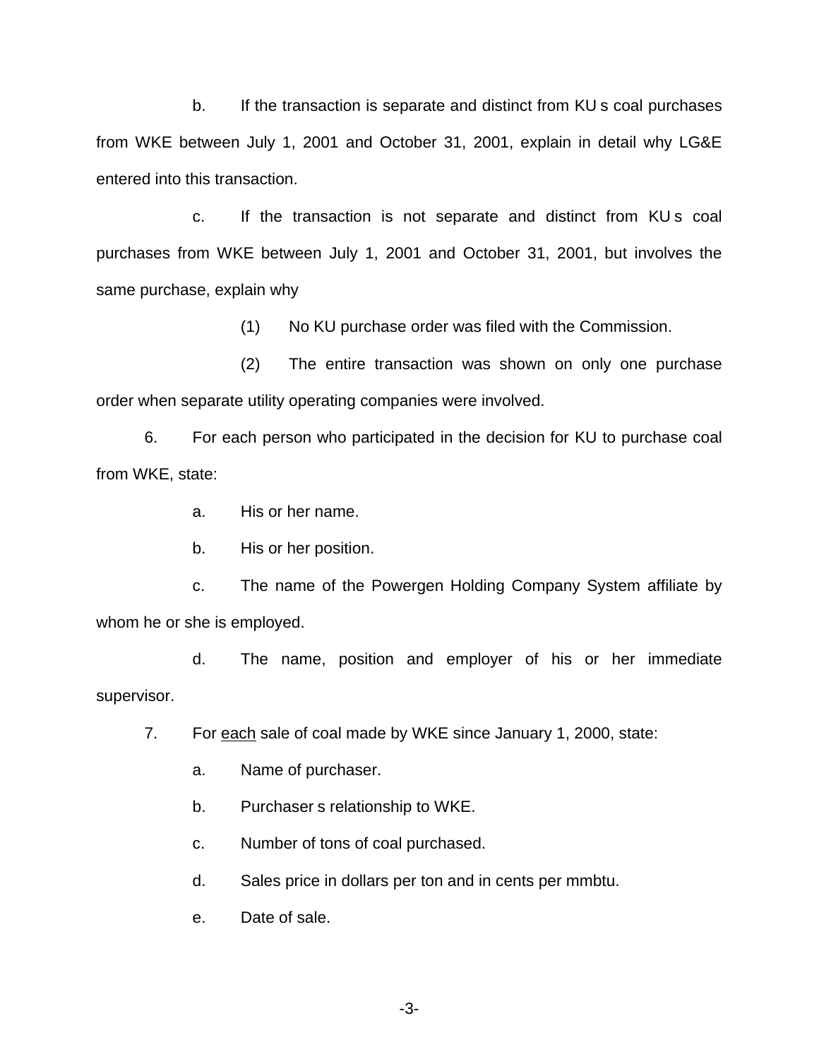b. If the transaction is separate and distinct from KU s coal purchases from WKE between July 1, 2001 and October 31, 2001, explain in detail why LG&E entered into this transaction.

c. If the transaction is not separate and distinct from KU s coal purchases from WKE between July 1, 2001 and October 31, 2001, but involves the same purchase, explain why

(1) No KU purchase order was filed with the Commission.

(2) The entire transaction was shown on only one purchase order when separate utility operating companies were involved.

6. For each person who participated in the decision for KU to purchase coal from WKE, state:

a. His or her name.

b. His or her position.

c. The name of the Powergen Holding Company System affiliate by whom he or she is employed.

d. The name, position and employer of his or her immediate supervisor.

7. For <u>each</u> sale of coal made by WKE since January 1, 2000, state:

a. Name of purchaser.

b. Purchaser s relationship to WKE.

c. Number of tons of coal purchased.

d. Sales price in dollars per ton and in cents per mmbtu.

e. Date of sale.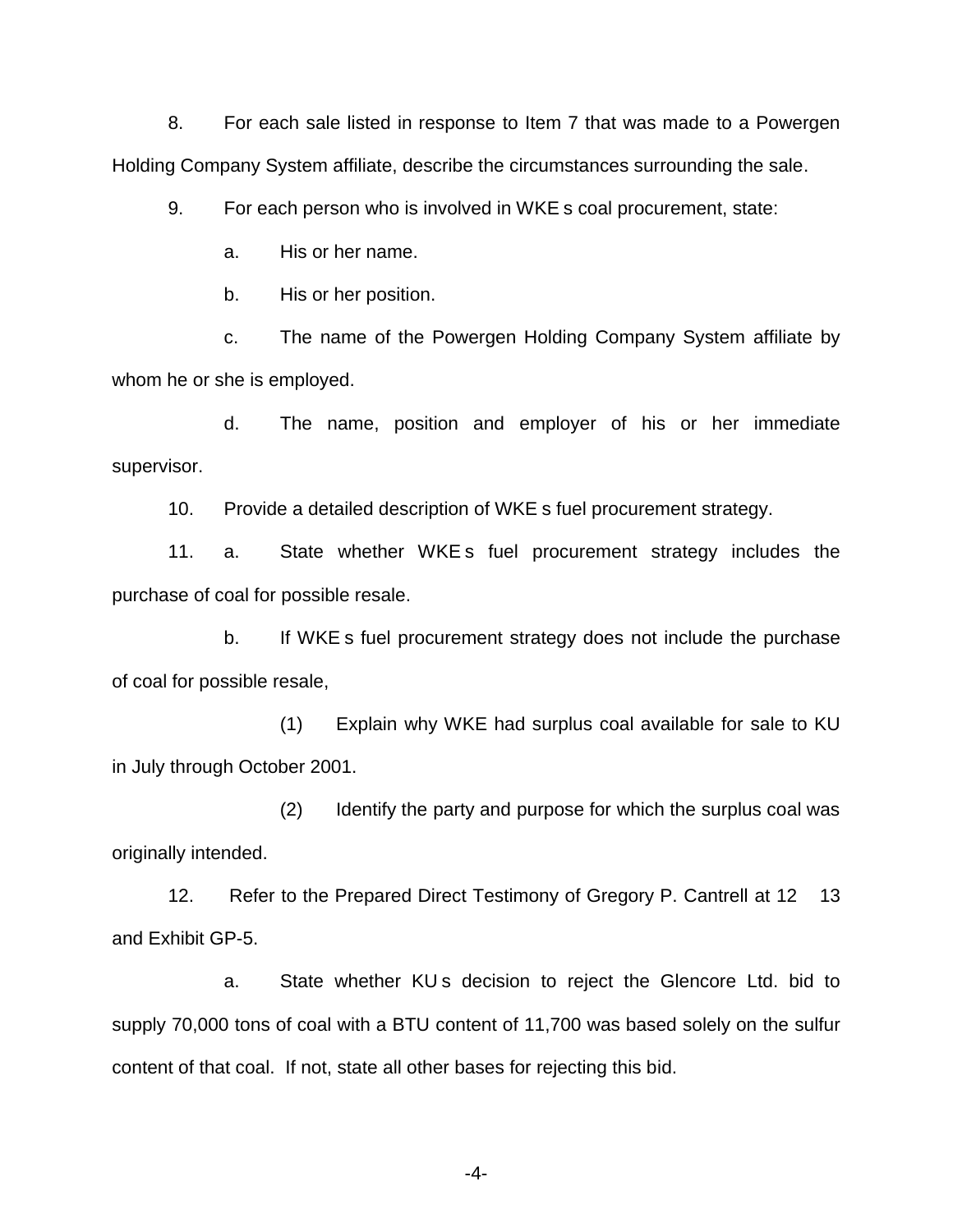8. For each sale listed in response to Item 7 that was made to a Powergen Holding Company System affiliate, describe the circumstances surrounding the sale.

9. For each person who is involved in WKE s coal procurement, state:

a. His or her name.

b. His or her position.

c. The name of the Powergen Holding Company System affiliate by whom he or she is employed.

d. The name, position and employer of his or her immediate supervisor.

10. Provide a detailed description of WKE s fuel procurement strategy.

11. a. State whether WKE s fuel procurement strategy includes the purchase of coal for possible resale.

b. If WKE s fuel procurement strategy does not include the purchase of coal for possible resale,

(1) Explain why WKE had surplus coal available for sale to KU in July through October 2001.

(2) Identify the party and purpose for which the surplus coal was originally intended.

12. Refer to the Prepared Direct Testimony of Gregory P. Cantrell at 12 13 and Exhibit GP-5.

a. State whether KU s decision to reject the Glencore Ltd. bid to supply 70,000 tons of coal with a BTU content of 11,700 was based solely on the sulfur content of that coal. If not, state all other bases for rejecting this bid.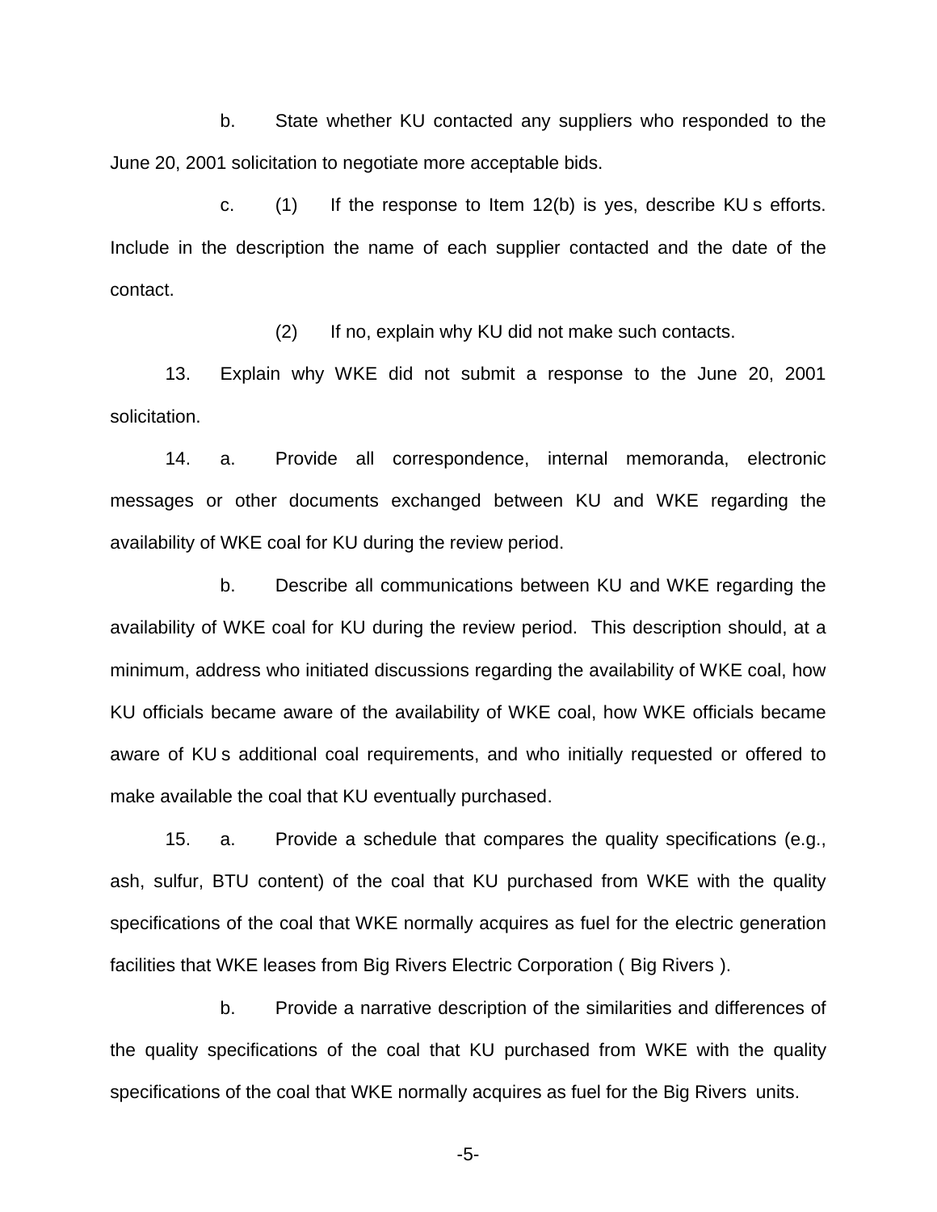b. State whether KU contacted any suppliers who responded to the June 20, 2001 solicitation to negotiate more acceptable bids.

c. (1) If the response to Item 12(b) is yes, describe KU s efforts. Include in the description the name of each supplier contacted and the date of the contact.

(2) If no, explain why KU did not make such contacts.

13. Explain why WKE did not submit a response to the June 20, 2001 solicitation.

14. a. Provide all correspondence, internal memoranda, electronic messages or other documents exchanged between KU and WKE regarding the availability of WKE coal for KU during the review period.

b. Describe all communications between KU and WKE regarding the availability of WKE coal for KU during the review period. This description should, at a minimum, address who initiated discussions regarding the availability of WKE coal, how KU officials became aware of the availability of WKE coal, how WKE officials became aware of KU s additional coal requirements, and who initially requested or offered to make available the coal that KU eventually purchased.

15. a. Provide a schedule that compares the quality specifications (e.g., ash, sulfur, BTU content) of the coal that KU purchased from WKE with the quality specifications of the coal that WKE normally acquires as fuel for the electric generation facilities that WKE leases from Big Rivers Electric Corporation ( Big Rivers ).

b. Provide a narrative description of the similarities and differences of the quality specifications of the coal that KU purchased from WKE with the quality specifications of the coal that WKE normally acquires as fuel for the Big Rivers units.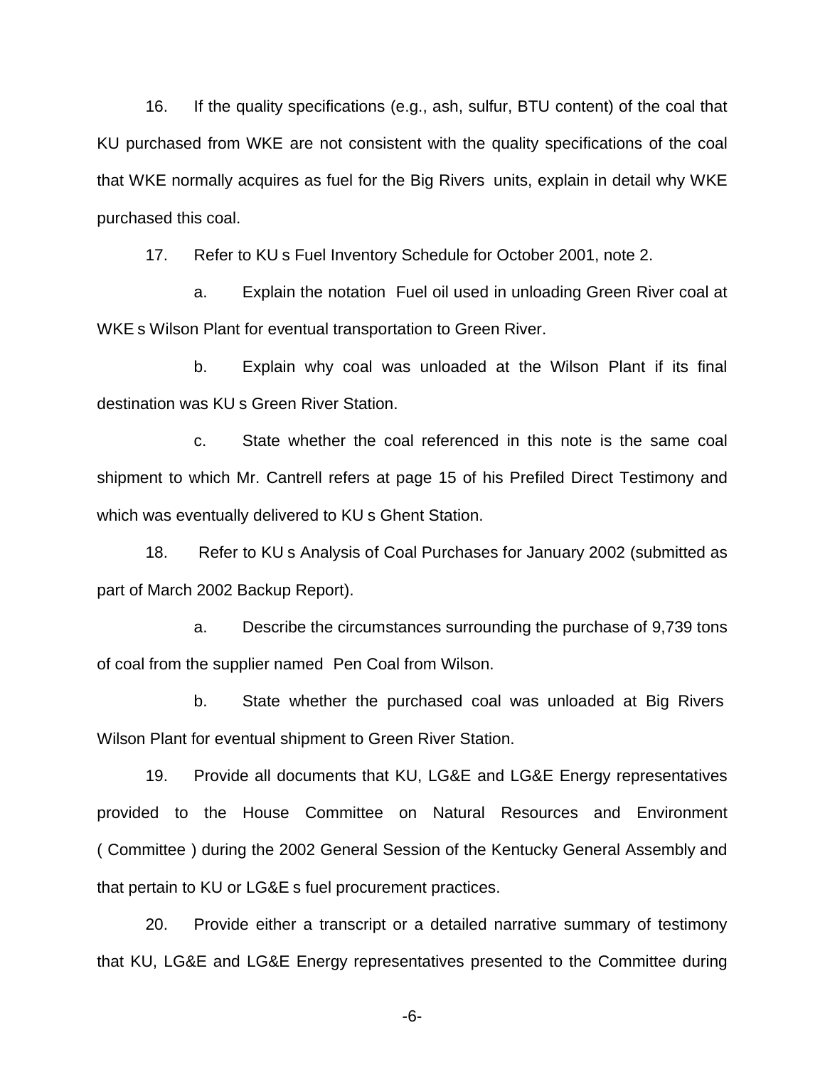16. If the quality specifications (e.g., ash, sulfur, BTU content) of the coal that KU purchased from WKE are not consistent with the quality specifications of the coal that WKE normally acquires as fuel for the Big Rivers units, explain in detail why WKE purchased this coal.

17. Refer to KU s Fuel Inventory Schedule for October 2001, note 2.

a. Explain the notation Fuel oil used in unloading Green River coal at WKE s Wilson Plant for eventual transportation to Green River.

b. Explain why coal was unloaded at the Wilson Plant if its final destination was KU s Green River Station.

c. State whether the coal referenced in this note is the same coal shipment to which Mr. Cantrell refers at page 15 of his Prefiled Direct Testimony and which was eventually delivered to KU s Ghent Station.

18. Refer to KU s Analysis of Coal Purchases for January 2002 (submitted as part of March 2002 Backup Report).

a. Describe the circumstances surrounding the purchase of 9,739 tons of coal from the supplier named Pen Coal from Wilson.

b. State whether the purchased coal was unloaded at Big Rivers Wilson Plant for eventual shipment to Green River Station.

19. Provide all documents that KU, LG&E and LG&E Energy representatives provided to the House Committee on Natural Resources and Environment ( Committee ) during the 2002 General Session of the Kentucky General Assembly and that pertain to KU or LG&E s fuel procurement practices.

20. Provide either a transcript or a detailed narrative summary of testimony that KU, LG&E and LG&E Energy representatives presented to the Committee during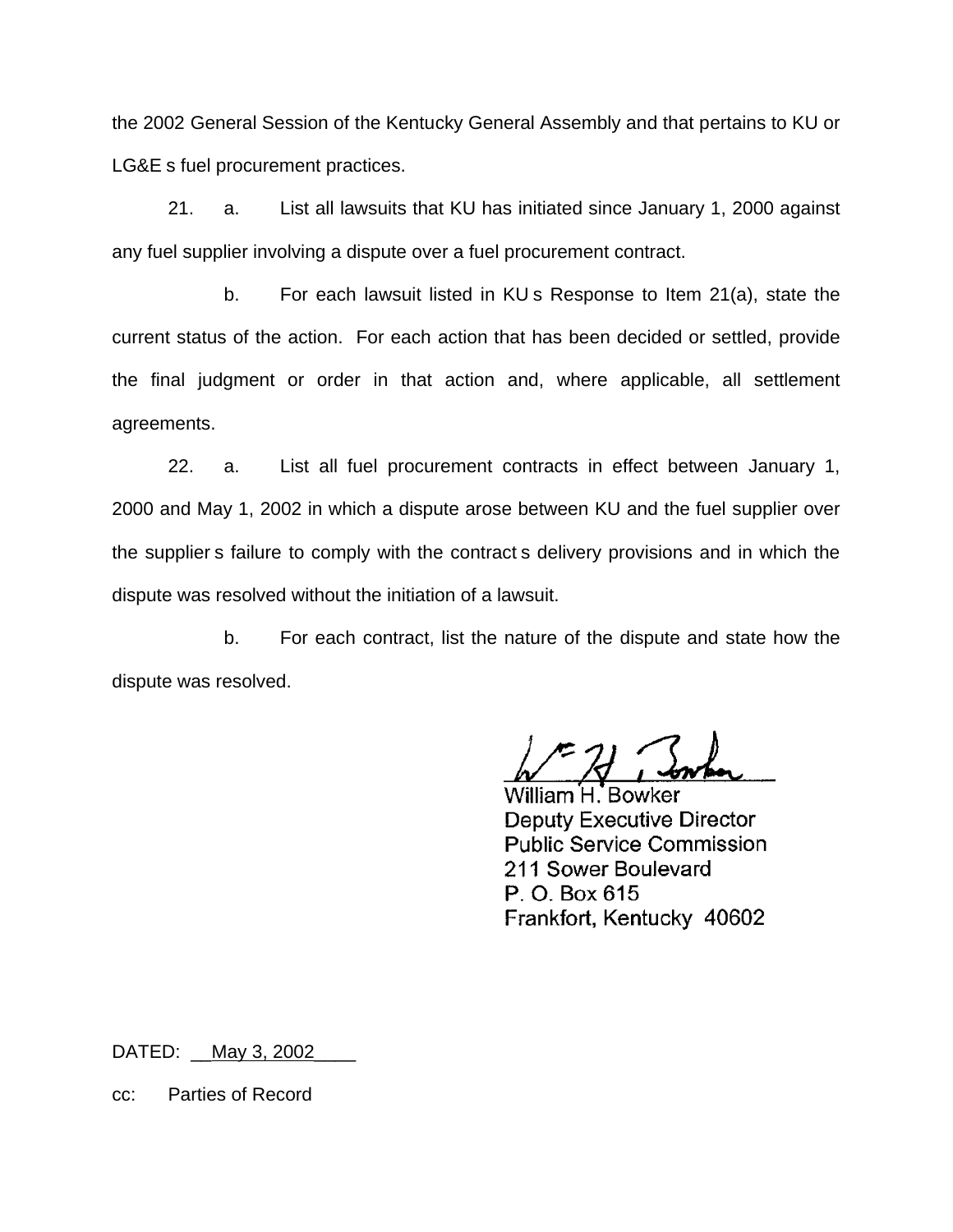the 2002 General Session of the Kentucky General Assembly and that pertains to KU or LG&E s fuel procurement practices.

21. a. List all lawsuits that KU has initiated since January 1, 2000 against any fuel supplier involving a dispute over a fuel procurement contract.

b. For each lawsuit listed in KU s Response to Item 21(a), state the current status of the action. For each action that has been decided or settled, provide the final judgment or order in that action and, where applicable, all settlement agreements.

22. a. List all fuel procurement contracts in effect between January 1, 2000 and May 1, 2002 in which a dispute arose between KU and the fuel supplier over the supplier s failure to comply with the contract s delivery provisions and in which the dispute was resolved without the initiation of a lawsuit.

b. For each contract, list the nature of the dispute and state how the dispute was resolved.

William H. Bowker
Deputy Executive Director
Public Service Commission
211 Sower Boulevard
P. O. Box 615
Frankfort, Kentucky 40602

DATED: May 3, 2002

cc: Parties of Record